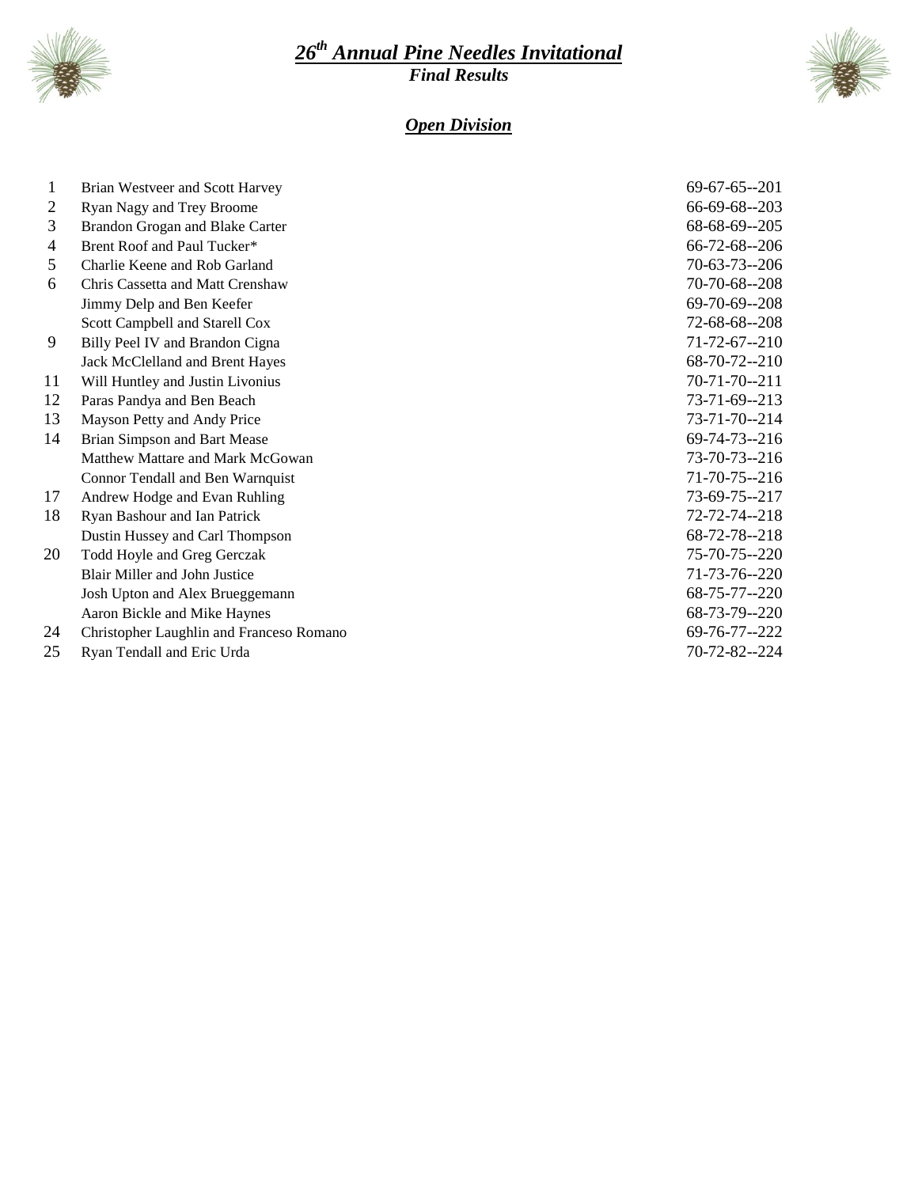# *26th Annual Pine Needles Invitational*

***Final Results***

## ***Open Division***

| | | |
|---|---|---|
| 1 | Brian Westveer and Scott Harvey | 69-67-65--201 |
| 2 | Ryan Nagy and Trey Broome | 66-69-68--203 |
| 3 | Brandon Grogan and Blake Carter | 68-68-69--205 |
| 4 | Brent Roof and Paul Tucker* | 66-72-68--206 |
| 5 | Charlie Keene and Rob Garland | 70-63-73--206 |
| 6 | Chris Cassetta and Matt Crenshaw | 70-70-68--208 |
| | Jimmy Delp and Ben Keefer | 69-70-69--208 |
| | Scott Campbell and Starell Cox | 72-68-68--208 |
| 9 | Billy Peel IV and Brandon Cigna | 71-72-67--210 |
| | Jack McClelland and Brent Hayes | 68-70-72--210 |
| 11 | Will Huntley and Justin Livonius | 70-71-70--211 |
| 12 | Paras Pandya and Ben Beach | 73-71-69--213 |
| 13 | Mayson Petty and Andy Price | 73-71-70--214 |
| 14 | Brian Simpson and Bart Mease | 69-74-73--216 |
| | Matthew Mattare and Mark McGowan | 73-70-73--216 |
| | Connor Tendall and Ben Warnquist | 71-70-75--216 |
| 17 | Andrew Hodge and Evan Ruhling | 73-69-75--217 |
| 18 | Ryan Bashour and Ian Patrick | 72-72-74--218 |
| | Dustin Hussey and Carl Thompson | 68-72-78--218 |
| 20 | Todd Hoyle and Greg Gerczak | 75-70-75--220 |
| | Blair Miller and John Justice | 71-73-76--220 |
| | Josh Upton and Alex Brueggemann | 68-75-77--220 |
| | Aaron Bickle and Mike Haynes | 68-73-79--220 |
| 24 | Christopher Laughlin and Franceso Romano | 69-76-77--222 |
| 25 | Ryan Tendall and Eric Urda | 70-72-82--224 |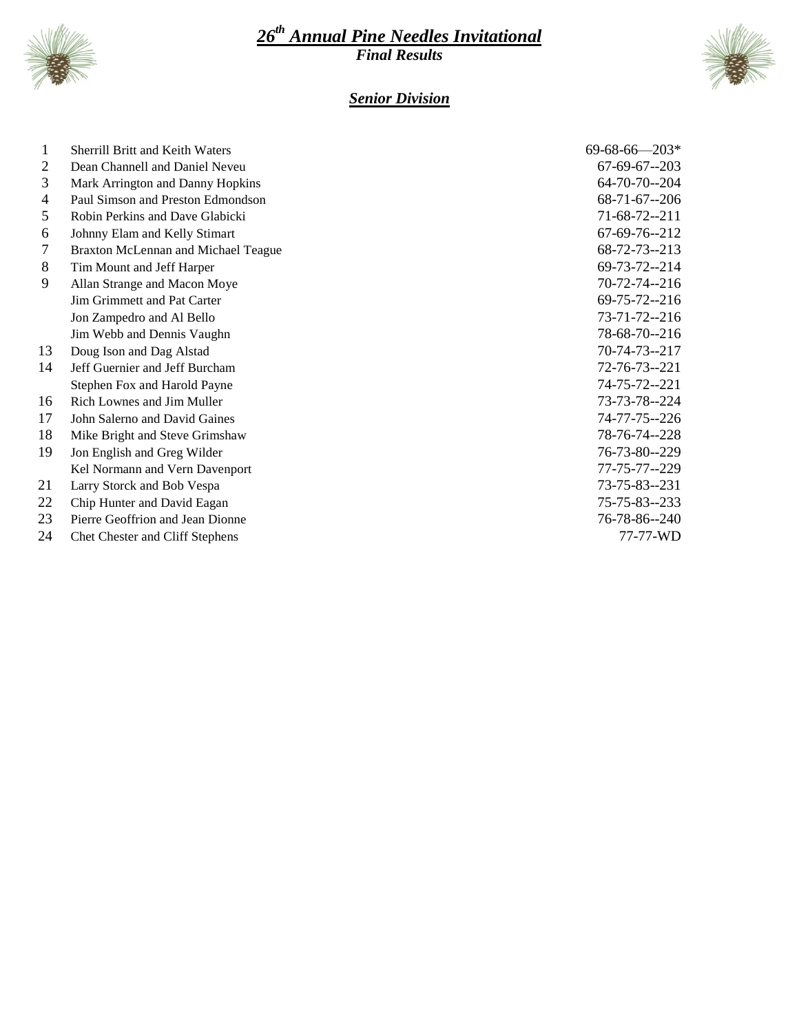# *26th Annual Pine Needles Invitational*

***Final Results***

## ***Senior Division***

| | | |
|---|---|---|
| 1 | Sherrill Britt and Keith Waters | 69-68-66—203* |
| 2 | Dean Channell and Daniel Neveu | 67-69-67--203 |
| 3 | Mark Arrington and Danny Hopkins | 64-70-70--204 |
| 4 | Paul Simson and Preston Edmondson | 68-71-67--206 |
| 5 | Robin Perkins and Dave Glabicki | 71-68-72--211 |
| 6 | Johnny Elam and Kelly Stimart | 67-69-76--212 |
| 7 | Braxton McLennan and Michael Teague | 68-72-73--213 |
| 8 | Tim Mount and Jeff Harper | 69-73-72--214 |
| 9 | Allan Strange and Macon Moye | 70-72-74--216 |
| | Jim Grimmett and Pat Carter | 69-75-72--216 |
| | Jon Zampedro and Al Bello | 73-71-72--216 |
| | Jim Webb and Dennis Vaughn | 78-68-70--216 |
| 13 | Doug Ison and Dag Alstad | 70-74-73--217 |
| 14 | Jeff Guernier and Jeff Burcham | 72-76-73--221 |
| | Stephen Fox and Harold Payne | 74-75-72--221 |
| 16 | Rich Lownes and Jim Muller | 73-73-78--224 |
| 17 | John Salerno and David Gaines | 74-77-75--226 |
| 18 | Mike Bright and Steve Grimshaw | 78-76-74--228 |
| 19 | Jon English and Greg Wilder | 76-73-80--229 |
| | Kel Normann and Vern Davenport | 77-75-77--229 |
| 21 | Larry Storck and Bob Vespa | 73-75-83--231 |
| 22 | Chip Hunter and David Eagan | 75-75-83--233 |
| 23 | Pierre Geoffrion and Jean Dionne | 76-78-86--240 |
| 24 | Chet Chester and Cliff Stephens | 77-77-WD |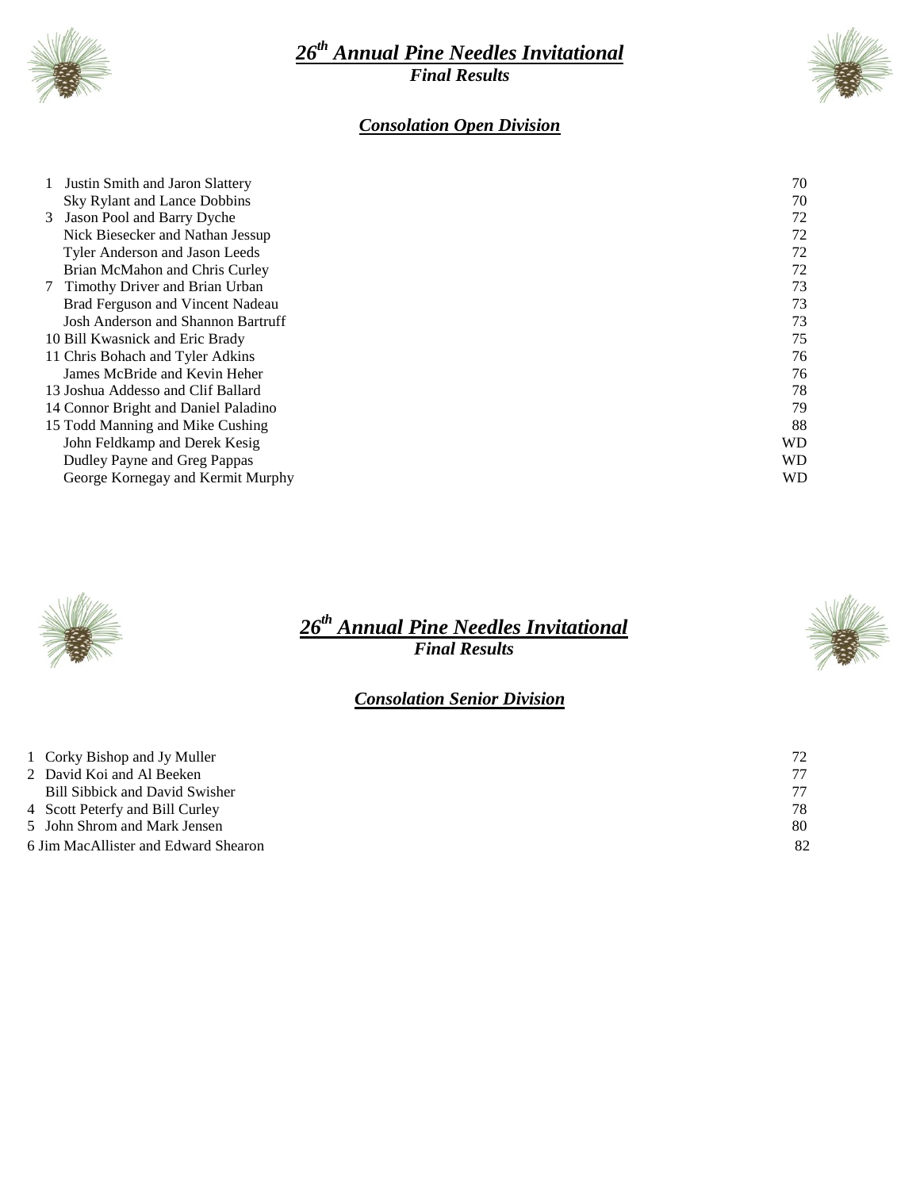# *26th Annual Pine Needles Invitational*

***Final Results***

## *Consolation Open Division*

| | | |
|---|---|---|
| 1 | Justin Smith and Jaron Slattery | 70 |
| | Sky Rylant and Lance Dobbins | 70 |
| 3 | Jason Pool and Barry Dyche | 72 |
| | Nick Biesecker and Nathan Jessup | 72 |
| | Tyler Anderson and Jason Leeds | 72 |
| | Brian McMahon and Chris Curley | 72 |
| 7 | Timothy Driver and Brian Urban | 73 |
| | Brad Ferguson and Vincent Nadeau | 73 |
| | Josh Anderson and Shannon Bartruff | 73 |
| 10 | Bill Kwasnick and Eric Brady | 75 |
| 11 | Chris Bohach and Tyler Adkins | 76 |
| | James McBride and Kevin Heher | 76 |
| 13 | Joshua Addesso and Clif Ballard | 78 |
| 14 | Connor Bright and Daniel Paladino | 79 |
| 15 | Todd Manning and Mike Cushing | 88 |
| | John Feldkamp and Derek Kesig | WD |
| | Dudley Payne and Greg Pappas | WD |
| | George Kornegay and Kermit Murphy | WD |

# *26th Annual Pine Needles Invitational*

***Final Results***

## *Consolation Senior Division*

| | | |
|---|---|---|
| 1 | Corky Bishop and Jy Muller | 72 |
| 2 | David Koi and Al Beeken | 77 |
| | Bill Sibbick and David Swisher | 77 |
| 4 | Scott Peterfy and Bill Curley | 78 |
| 5 | John Shrom and Mark Jensen | 80 |
| 6 | Jim MacAllister and Edward Shearon | 82 |